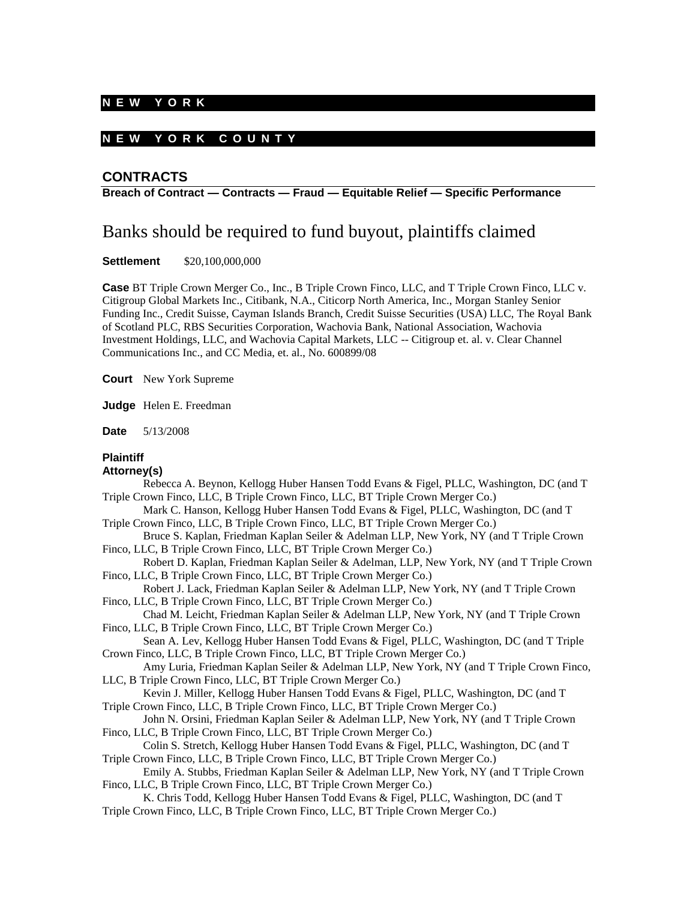**NEW YORK**

**NEW YORK COUNTY**

## CONTRACTS

**Breach of Contract — Contracts — Fraud — Equitable Relief — Specific Performance**

# Banks should be required to fund buyout, plaintiffs claimed

**Settlement** $20,100,000,000

**Case** BT Triple Crown Merger Co., Inc., B Triple Crown Finco, LLC, and T Triple Crown Finco, LLC v. Citigroup Global Markets Inc., Citibank, N.A., Citicorp North America, Inc., Morgan Stanley Senior Funding Inc., Credit Suisse, Cayman Islands Branch, Credit Suisse Securities (USA) LLC, The Royal Bank of Scotland PLC, RBS Securities Corporation, Wachovia Bank, National Association, Wachovia Investment Holdings, LLC, and Wachovia Capital Markets, LLC -- Citigroup et. al. v. Clear Channel Communications Inc., and CC Media, et. al., No. 600899/08

**Court** New York Supreme

**Judge** Helen E. Freedman

**Date** 5/13/2008

**Plaintiff Attorney(s)**

Rebecca A. Beynon, Kellogg Huber Hansen Todd Evans & Figel, PLLC, Washington, DC (and T Triple Crown Finco, LLC, B Triple Crown Finco, LLC, BT Triple Crown Merger Co.)

Mark C. Hanson, Kellogg Huber Hansen Todd Evans & Figel, PLLC, Washington, DC (and T Triple Crown Finco, LLC, B Triple Crown Finco, LLC, BT Triple Crown Merger Co.)

Bruce S. Kaplan, Friedman Kaplan Seiler & Adelman LLP, New York, NY (and T Triple Crown Finco, LLC, B Triple Crown Finco, LLC, BT Triple Crown Merger Co.)

Robert D. Kaplan, Friedman Kaplan Seiler & Adelman, LLP, New York, NY (and T Triple Crown Finco, LLC, B Triple Crown Finco, LLC, BT Triple Crown Merger Co.)

Robert J. Lack, Friedman Kaplan Seiler & Adelman LLP, New York, NY (and T Triple Crown Finco, LLC, B Triple Crown Finco, LLC, BT Triple Crown Merger Co.)

Chad M. Leicht, Friedman Kaplan Seiler & Adelman LLP, New York, NY (and T Triple Crown Finco, LLC, B Triple Crown Finco, LLC, BT Triple Crown Merger Co.)

Sean A. Lev, Kellogg Huber Hansen Todd Evans & Figel, PLLC, Washington, DC (and T Triple Crown Finco, LLC, B Triple Crown Finco, LLC, BT Triple Crown Merger Co.)

Amy Luria, Friedman Kaplan Seiler & Adelman LLP, New York, NY (and T Triple Crown Finco, LLC, B Triple Crown Finco, LLC, BT Triple Crown Merger Co.)

Kevin J. Miller, Kellogg Huber Hansen Todd Evans & Figel, PLLC, Washington, DC (and T Triple Crown Finco, LLC, B Triple Crown Finco, LLC, BT Triple Crown Merger Co.)

John N. Orsini, Friedman Kaplan Seiler & Adelman LLP, New York, NY (and T Triple Crown Finco, LLC, B Triple Crown Finco, LLC, BT Triple Crown Merger Co.)

Colin S. Stretch, Kellogg Huber Hansen Todd Evans & Figel, PLLC, Washington, DC (and T Triple Crown Finco, LLC, B Triple Crown Finco, LLC, BT Triple Crown Merger Co.)

Emily A. Stubbs, Friedman Kaplan Seiler & Adelman LLP, New York, NY (and T Triple Crown Finco, LLC, B Triple Crown Finco, LLC, BT Triple Crown Merger Co.)

K. Chris Todd, Kellogg Huber Hansen Todd Evans & Figel, PLLC, Washington, DC (and T Triple Crown Finco, LLC, B Triple Crown Finco, LLC, BT Triple Crown Merger Co.)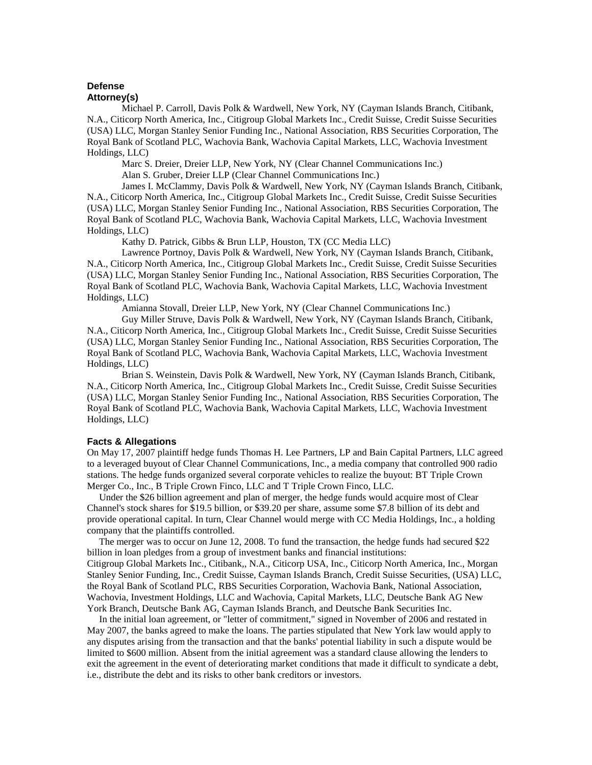### Defense Attorney(s)

Michael P. Carroll, Davis Polk & Wardwell, New York, NY (Cayman Islands Branch, Citibank, N.A., Citicorp North America, Inc., Citigroup Global Markets Inc., Credit Suisse, Credit Suisse Securities (USA) LLC, Morgan Stanley Senior Funding Inc., National Association, RBS Securities Corporation, The Royal Bank of Scotland PLC, Wachovia Bank, Wachovia Capital Markets, LLC, Wachovia Investment Holdings, LLC)

Marc S. Dreier, Dreier LLP, New York, NY (Clear Channel Communications Inc.)

Alan S. Gruber, Dreier LLP (Clear Channel Communications Inc.)

James I. McClammy, Davis Polk & Wardwell, New York, NY (Cayman Islands Branch, Citibank, N.A., Citicorp North America, Inc., Citigroup Global Markets Inc., Credit Suisse, Credit Suisse Securities (USA) LLC, Morgan Stanley Senior Funding Inc., National Association, RBS Securities Corporation, The Royal Bank of Scotland PLC, Wachovia Bank, Wachovia Capital Markets, LLC, Wachovia Investment Holdings, LLC)

Kathy D. Patrick, Gibbs & Brun LLP, Houston, TX (CC Media LLC)

Lawrence Portnoy, Davis Polk & Wardwell, New York, NY (Cayman Islands Branch, Citibank, N.A., Citicorp North America, Inc., Citigroup Global Markets Inc., Credit Suisse, Credit Suisse Securities (USA) LLC, Morgan Stanley Senior Funding Inc., National Association, RBS Securities Corporation, The Royal Bank of Scotland PLC, Wachovia Bank, Wachovia Capital Markets, LLC, Wachovia Investment Holdings, LLC)

Amianna Stovall, Dreier LLP, New York, NY (Clear Channel Communications Inc.)

Guy Miller Struve, Davis Polk & Wardwell, New York, NY (Cayman Islands Branch, Citibank, N.A., Citicorp North America, Inc., Citigroup Global Markets Inc., Credit Suisse, Credit Suisse Securities (USA) LLC, Morgan Stanley Senior Funding Inc., National Association, RBS Securities Corporation, The Royal Bank of Scotland PLC, Wachovia Bank, Wachovia Capital Markets, LLC, Wachovia Investment Holdings, LLC)

Brian S. Weinstein, Davis Polk & Wardwell, New York, NY (Cayman Islands Branch, Citibank, N.A., Citicorp North America, Inc., Citigroup Global Markets Inc., Credit Suisse, Credit Suisse Securities (USA) LLC, Morgan Stanley Senior Funding Inc., National Association, RBS Securities Corporation, The Royal Bank of Scotland PLC, Wachovia Bank, Wachovia Capital Markets, LLC, Wachovia Investment Holdings, LLC)

### Facts & Allegations

On May 17, 2007 plaintiff hedge funds Thomas H. Lee Partners, LP and Bain Capital Partners, LLC agreed to a leveraged buyout of Clear Channel Communications, Inc., a media company that controlled 900 radio stations. The hedge funds organized several corporate vehicles to realize the buyout: BT Triple Crown Merger Co., Inc., B Triple Crown Finco, LLC and T Triple Crown Finco, LLC.

Under the $26 billion agreement and plan of merger, the hedge funds would acquire most of Clear Channel's stock shares for $19.5 billion, or $39.20 per share, assume some $7.8 billion of its debt and provide operational capital. In turn, Clear Channel would merge with CC Media Holdings, Inc., a holding company that the plaintiffs controlled.

The merger was to occur on June 12, 2008. To fund the transaction, the hedge funds had secured $22 billion in loan pledges from a group of investment banks and financial institutions: Citigroup Global Markets Inc., Citibank,, N.A., Citicorp USA, Inc., Citicorp North America, Inc., Morgan Stanley Senior Funding, Inc., Credit Suisse, Cayman Islands Branch, Credit Suisse Securities, (USA) LLC, the Royal Bank of Scotland PLC, RBS Securities Corporation, Wachovia Bank, National Association, Wachovia, Investment Holdings, LLC and Wachovia, Capital Markets, LLC, Deutsche Bank AG New York Branch, Deutsche Bank AG, Cayman Islands Branch, and Deutsche Bank Securities Inc.

In the initial loan agreement, or "letter of commitment," signed in November of 2006 and restated in May 2007, the banks agreed to make the loans. The parties stipulated that New York law would apply to any disputes arising from the transaction and that the banks' potential liability in such a dispute would be limited to $600 million. Absent from the initial agreement was a standard clause allowing the lenders to exit the agreement in the event of deteriorating market conditions that made it difficult to syndicate a debt, i.e., distribute the debt and its risks to other bank creditors or investors.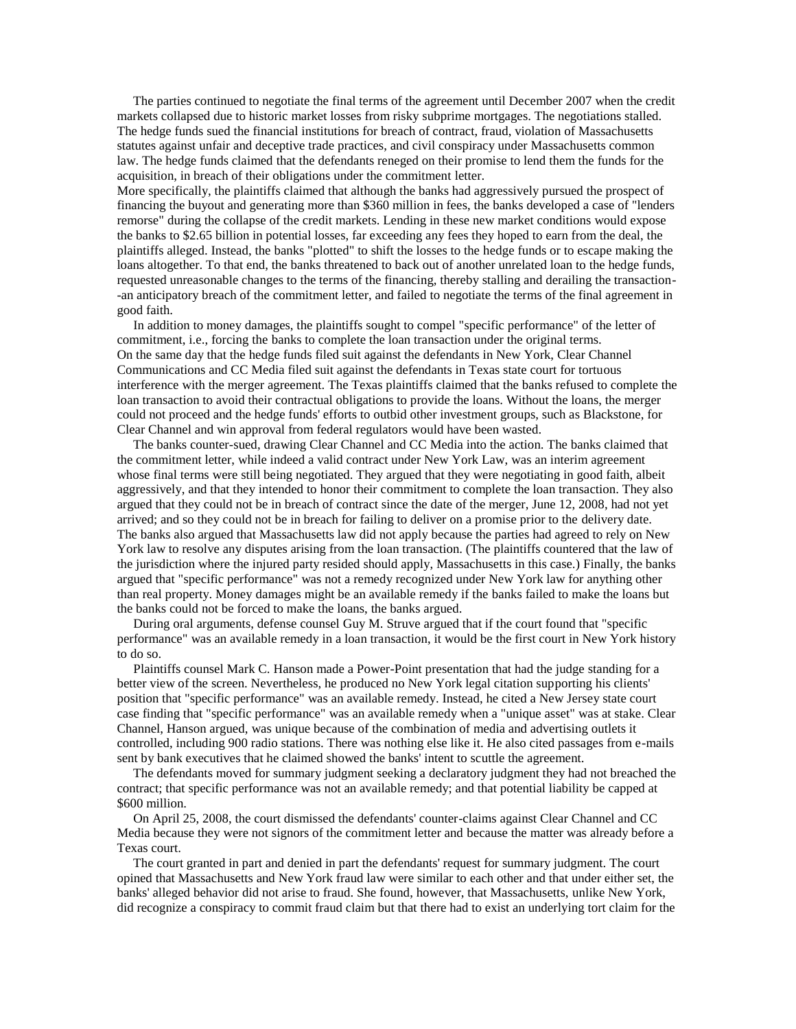The parties continued to negotiate the final terms of the agreement until December 2007 when the credit markets collapsed due to historic market losses from risky subprime mortgages. The negotiations stalled. The hedge funds sued the financial institutions for breach of contract, fraud, violation of Massachusetts statutes against unfair and deceptive trade practices, and civil conspiracy under Massachusetts common law. The hedge funds claimed that the defendants reneged on their promise to lend them the funds for the acquisition, in breach of their obligations under the commitment letter.

More specifically, the plaintiffs claimed that although the banks had aggressively pursued the prospect of financing the buyout and generating more than $360 million in fees, the banks developed a case of "lenders remorse" during the collapse of the credit markets. Lending in these new market conditions would expose the banks to $2.65 billion in potential losses, far exceeding any fees they hoped to earn from the deal, the plaintiffs alleged. Instead, the banks "plotted" to shift the losses to the hedge funds or to escape making the loans altogether. To that end, the banks threatened to back out of another unrelated loan to the hedge funds, requested unreasonable changes to the terms of the financing, thereby stalling and derailing the transaction--an anticipatory breach of the commitment letter, and failed to negotiate the terms of the final agreement in good faith.

In addition to money damages, the plaintiffs sought to compel "specific performance" of the letter of commitment, i.e., forcing the banks to complete the loan transaction under the original terms.

On the same day that the hedge funds filed suit against the defendants in New York, Clear Channel Communications and CC Media filed suit against the defendants in Texas state court for tortuous interference with the merger agreement. The Texas plaintiffs claimed that the banks refused to complete the loan transaction to avoid their contractual obligations to provide the loans. Without the loans, the merger could not proceed and the hedge funds' efforts to outbid other investment groups, such as Blackstone, for Clear Channel and win approval from federal regulators would have been wasted.

The banks counter-sued, drawing Clear Channel and CC Media into the action. The banks claimed that the commitment letter, while indeed a valid contract under New York Law, was an interim agreement whose final terms were still being negotiated. They argued that they were negotiating in good faith, albeit aggressively, and that they intended to honor their commitment to complete the loan transaction. They also argued that they could not be in breach of contract since the date of the merger, June 12, 2008, had not yet arrived; and so they could not be in breach for failing to deliver on a promise prior to the delivery date. The banks also argued that Massachusetts law did not apply because the parties had agreed to rely on New York law to resolve any disputes arising from the loan transaction. (The plaintiffs countered that the law of the jurisdiction where the injured party resided should apply, Massachusetts in this case.) Finally, the banks argued that "specific performance" was not a remedy recognized under New York law for anything other than real property. Money damages might be an available remedy if the banks failed to make the loans but the banks could not be forced to make the loans, the banks argued.

During oral arguments, defense counsel Guy M. Struve argued that if the court found that "specific performance" was an available remedy in a loan transaction, it would be the first court in New York history to do so.

Plaintiffs counsel Mark C. Hanson made a Power-Point presentation that had the judge standing for a better view of the screen. Nevertheless, he produced no New York legal citation supporting his clients' position that "specific performance" was an available remedy. Instead, he cited a New Jersey state court case finding that "specific performance" was an available remedy when a "unique asset" was at stake. Clear Channel, Hanson argued, was unique because of the combination of media and advertising outlets it controlled, including 900 radio stations. There was nothing else like it. He also cited passages from e-mails sent by bank executives that he claimed showed the banks' intent to scuttle the agreement.

The defendants moved for summary judgment seeking a declaratory judgment they had not breached the contract; that specific performance was not an available remedy; and that potential liability be capped at $600 million.

On April 25, 2008, the court dismissed the defendants' counter-claims against Clear Channel and CC Media because they were not signors of the commitment letter and because the matter was already before a Texas court.

The court granted in part and denied in part the defendants' request for summary judgment. The court opined that Massachusetts and New York fraud law were similar to each other and that under either set, the banks' alleged behavior did not arise to fraud. She found, however, that Massachusetts, unlike New York, did recognize a conspiracy to commit fraud claim but that there had to exist an underlying tort claim for the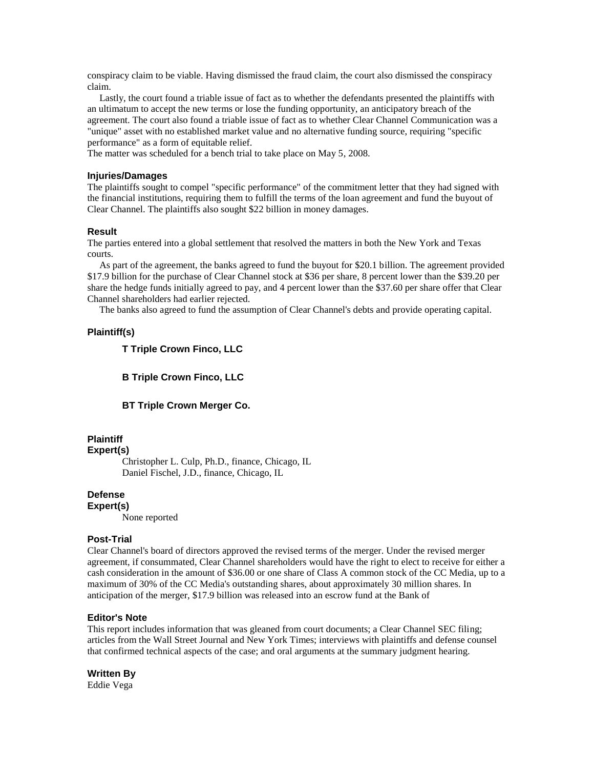conspiracy claim to be viable. Having dismissed the fraud claim, the court also dismissed the conspiracy claim.

Lastly, the court found a triable issue of fact as to whether the defendants presented the plaintiffs with an ultimatum to accept the new terms or lose the funding opportunity, an anticipatory breach of the agreement. The court also found a triable issue of fact as to whether Clear Channel Communication was a "unique" asset with no established market value and no alternative funding source, requiring "specific performance" as a form of equitable relief.

The matter was scheduled for a bench trial to take place on May 5, 2008.

### Injuries/Damages

The plaintiffs sought to compel "specific performance" of the commitment letter that they had signed with the financial institutions, requiring them to fulfill the terms of the loan agreement and fund the buyout of Clear Channel. The plaintiffs also sought $22 billion in money damages.

### Result

The parties entered into a global settlement that resolved the matters in both the New York and Texas courts.

As part of the agreement, the banks agreed to fund the buyout for $20.1 billion. The agreement provided $17.9 billion for the purchase of Clear Channel stock at $36 per share, 8 percent lower than the $39.20 per share the hedge funds initially agreed to pay, and 4 percent lower than the $37.60 per share offer that Clear Channel shareholders had earlier rejected.

The banks also agreed to fund the assumption of Clear Channel's debts and provide operating capital.

### Plaintiff(s)

**T Triple Crown Finco, LLC**

**B Triple Crown Finco, LLC**

**BT Triple Crown Merger Co.**

### Plaintiff Expert(s)

Christopher L. Culp, Ph.D., finance, Chicago, IL
Daniel Fischel, J.D., finance, Chicago, IL

### Defense Expert(s)

None reported

### Post-Trial

Clear Channel's board of directors approved the revised terms of the merger. Under the revised merger agreement, if consummated, Clear Channel shareholders would have the right to elect to receive for either a cash consideration in the amount of $36.00 or one share of Class A common stock of the CC Media, up to a maximum of 30% of the CC Media's outstanding shares, about approximately 30 million shares. In anticipation of the merger, $17.9 billion was released into an escrow fund at the Bank of

### Editor's Note

This report includes information that was gleaned from court documents; a Clear Channel SEC filing; articles from the Wall Street Journal and New York Times; interviews with plaintiffs and defense counsel that confirmed technical aspects of the case; and oral arguments at the summary judgment hearing.

### Written By

Eddie Vega